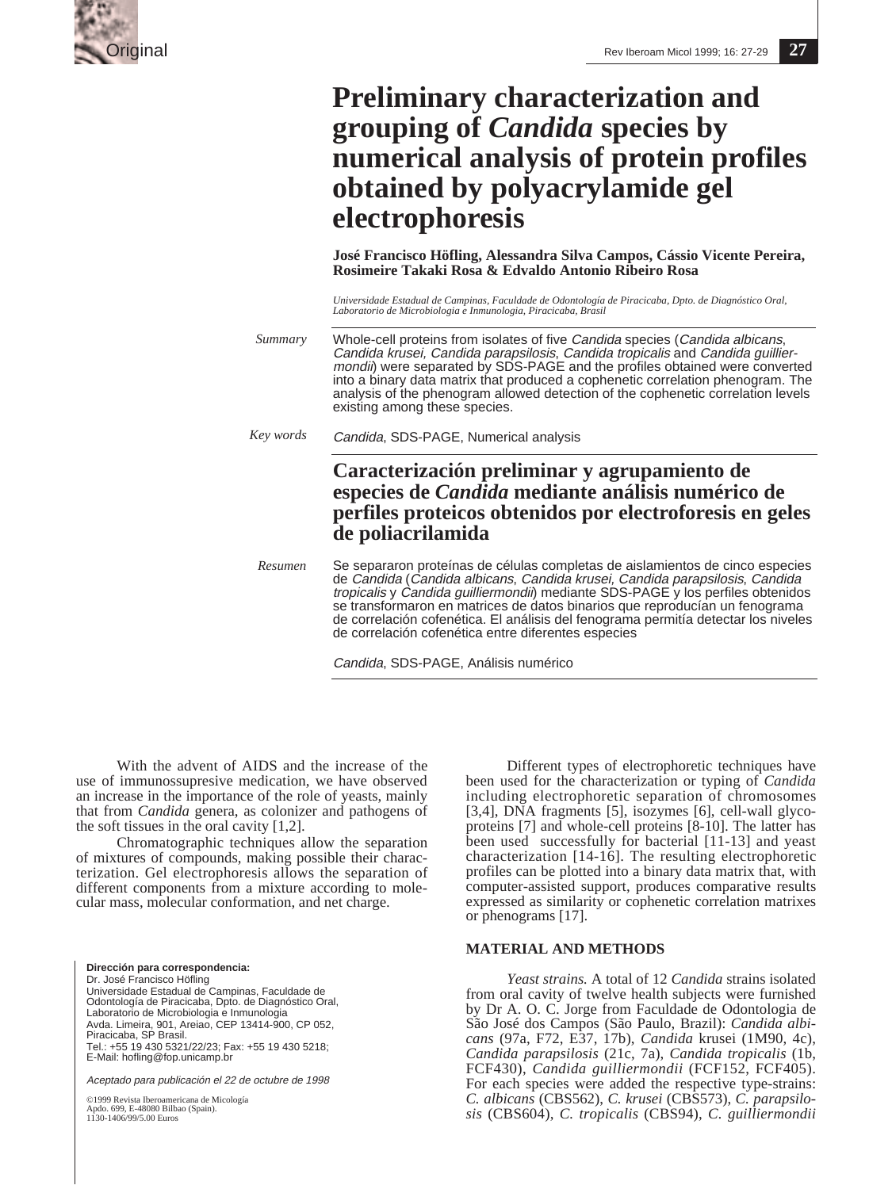Original

# Preliminary characterization and grouping of *Candida* species by numerical analysis of protein profiles obtained by polyacrylamide gel electrophoresis

**José Francisco Höfling, Alessandra Silva Campos, Cássio Vicente Pereira, Rosimeire Takaki Rosa & Edvaldo Antonio Ribeiro Rosa**

*Universidade Estadual de Campinas, Faculdade de Odontología de Piracicaba, Dpto. de Diagnóstico Oral, Laboratorio de Microbiologia e Inmunologia, Piracicaba, Brasil*

*Summary* Whole-cell proteins from isolates of five *Candida* species (*Candida albicans, Candida krusei, Candida parapsilosis, Candida tropicalis* and *Candida guilliermondii*) were separated by SDS-PAGE and the profiles obtained were converted into a binary data matrix that produced a cophenetic correlation phenogram. The analysis of the phenogram allowed detection of the cophenetic correlation levels existing among these species.

*Key words* *Candida*, SDS-PAGE, Numerical analysis

## Caracterización preliminar y agrupamiento de especies de *Candida* mediante análisis numérico de perfiles proteicos obtenidos por electroforesis en geles de poliacrilamida

*Resumen* Se separaron proteínas de células completas de aislamientos de cinco especies de *Candida* (*Candida albicans*, *Candida krusei, Candida parapsilosis*, *Candida tropicalis* y *Candida guilliermondii*) mediante SDS-PAGE y los perfiles obtenidos se transformaron en matrices de datos binarios que reproducían un fenograma de correlación cofenética. El análisis del fenograma permitía detectar los niveles de correlación cofenética entre diferentes especies

*Candida*, SDS-PAGE, Análisis numérico

With the advent of AIDS and the increase of the use of immunossupresive medication, we have observed an increase in the importance of the role of yeasts, mainly that from *Candida* genera, as colonizer and pathogens of the soft tissues in the oral cavity [1,2].

Chromatographic techniques allow the separation of mixtures of compounds, making possible their characterization. Gel electrophoresis allows the separation of different components from a mixture according to molecular mass, molecular conformation, and net charge.

Different types of electrophoretic techniques have been used for the characterization or typing of *Candida* including electrophoretic separation of chromosomes [3,4], DNA fragments [5], isozymes [6], cell-wall glycoproteins [7] and whole-cell proteins [8-10]. The latter has been used successfully for bacterial [11-13] and yeast characterization [14-16]. The resulting electrophoretic profiles can be plotted into a binary data matrix that, with computer-assisted support, produces comparative results expressed as similarity or cophenetic correlation matrixes or phenograms [17].

## MATERIAL AND METHODS

*Yeast strains.* A total of 12 *Candida* strains isolated from oral cavity of twelve health subjects were furnished by Dr A. O. C. Jorge from Faculdade de Odontologia de São José dos Campos (São Paulo, Brazil): *Candida albicans* (97a, F72, E37, 17b), *Candida* krusei (1M90, 4c), *Candida parapsilosis* (21c, 7a), *Candida tropicalis* (1b, FCF430), *Candida guilliermondii* (FCF152, FCF405). For each species were added the respective type-strains: *C. albicans* (CBS562), *C. krusei* (CBS573), *C. parapsilosis* (CBS604), *C. tropicalis* (CBS94), *C. guilliermondii*

**Dirección para correspondencia:**
Dr. José Francisco Höfling
Universidade Estadual de Campinas, Faculdade de Odontología de Piracicaba, Dpto. de Diagnóstico Oral, Laboratorio de Microbiologia e Inmunologia
Avda. Limeira, 901, Areiao, CEP 13414-900, CP 052, Piracicaba, SP Brasil.
Tel.: +55 19 430 5321/22/23; Fax: +55 19 430 5218;
E-Mail: hofling@fop.unicamp.br

*Aceptado para publicación el 22 de octubre de 1998*

©1999 Revista Iberoamericana de Micología
Apdo. 699, E-48080 Bilbao (Spain).
1130-1406/99/5.00 Euros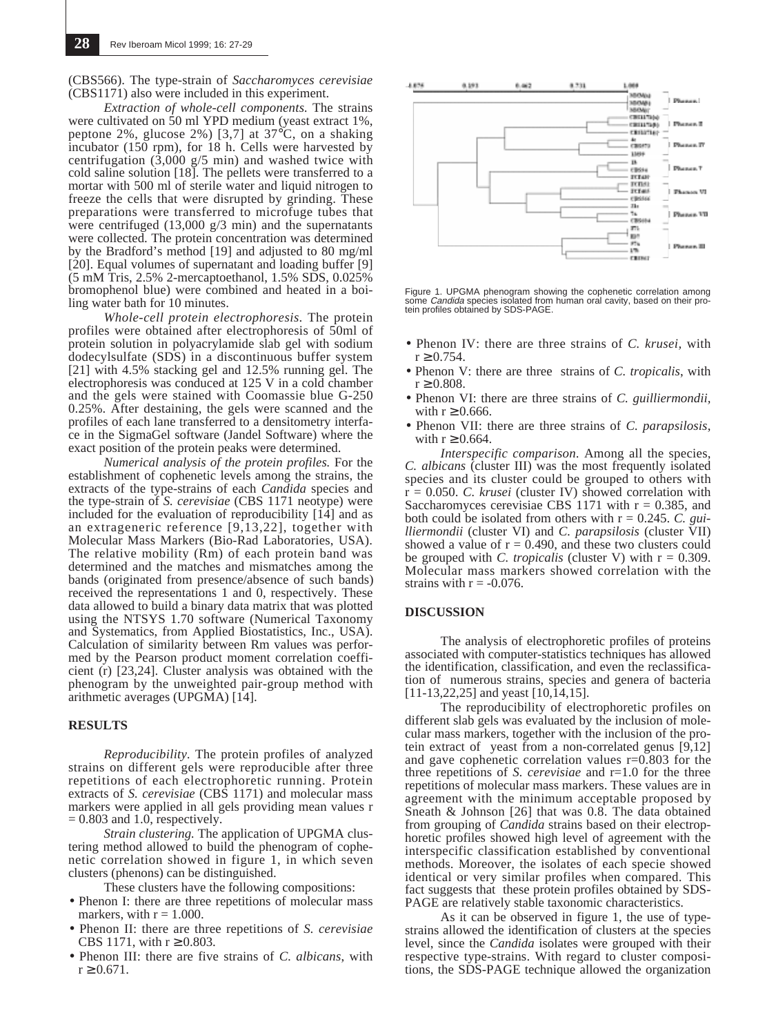(CBS566). The type-strain of *Saccharomyces cerevisiae* (CBS1171) also were included in this experiment.

*Extraction of whole-cell components.* The strains were cultivated on 50 ml YPD medium (yeast extract 1%, peptone 2%, glucose 2%) [3,7] at 37°C, on a shaking incubator (150 rpm), for 18 h. Cells were harvested by centrifugation (3,000 g/5 min) and washed twice with cold saline solution [18]. The pellets were transferred to a mortar with 500 ml of sterile water and liquid nitrogen to freeze the cells that were disrupted by grinding. These preparations were transferred to microfuge tubes that were centrifuged (13,000 g/3 min) and the supernatants were collected. The protein concentration was determined by the Bradford's method [19] and adjusted to 80 mg/ml [20]. Equal volumes of supernatant and loading buffer [9] (5 mM Tris, 2.5% 2-mercaptoethanol, 1.5% SDS, 0.025% bromophenol blue) were combined and heated in a boiling water bath for 10 minutes.

*Whole-cell protein electrophoresis.* The protein profiles were obtained after electrophoresis of 50ml of protein solution in polyacrylamide slab gel with sodium dodecylsulfate (SDS) in a discontinuous buffer system [21] with 4.5% stacking gel and 12.5% running gel. The electrophoresis was conduced at 125 V in a cold chamber and the gels were stained with Coomassie blue G-250 0.25%. After destaining, the gels were scanned and the profiles of each lane transferred to a densitometry interface in the SigmaGel software (Jandel Software) where the exact position of the protein peaks were determined.

*Numerical analysis of the protein profiles.* For the establishment of cophenetic levels among the strains, the extracts of the type-strains of each *Candida* species and the type-strain of *S. cerevisiae* (CBS 1171 neotype) were included for the evaluation of reproducibility [14] and as an extrageneric reference [9,13,22], together with Molecular Mass Markers (Bio-Rad Laboratories, USA). The relative mobility (Rm) of each protein band was determined and the matches and mismatches among the bands (originated from presence/absence of such bands) received the representations 1 and 0, respectively. These data allowed to build a binary data matrix that was plotted using the NTSYS 1.70 software (Numerical Taxonomy and Systematics, from Applied Biostatistics, Inc., USA). Calculation of similarity between Rm values was performed by the Pearson product moment correlation coefficient (r) [23,24]. Cluster analysis was obtained with the phenogram by the unweighted pair-group method with arithmetic averages (UPGMA) [14].

## RESULTS

*Reproducibility.* The protein profiles of analyzed strains on different gels were reproducible after three repetitions of each electrophoretic running. Protein extracts of *S. cerevisiae* (CBS 1171) and molecular mass markers were applied in all gels providing mean values r = 0.803 and 1.0, respectively.

*Strain clustering.* The application of UPGMA clustering method allowed to build the phenogram of cophenetic correlation showed in figure 1, in which seven clusters (phenons) can be distinguished.

These clusters have the following compositions:

- Phenon I: there are three repetitions of molecular mass markers, with $r = 1.000$.
- Phenon II: there are three repetitions of *S. cerevisiae* CBS 1171, with $r \geq 0.803$.
- Phenon III: there are five strains of *C. albicans*, with $r \geq 0.671$.

Figure 1. UPGMA phenogram showing the cophenetic correlation among some *Candida* species isolated from human oral cavity, based on their protein profiles obtained by SDS-PAGE.

- Phenon IV: there are three strains of *C. krusei*, with $r \geq 0.754$.
- Phenon V: there are three strains of *C. tropicalis*, with $r \geq 0.808$.
- Phenon VI: there are three strains of *C. guilliermondii*, with $r \geq 0.666$.
- Phenon VII: there are three strains of *C. parapsilosis*, with $r \geq 0.664$.

*Interspecific comparison.* Among all the species, *C. albicans* (cluster III) was the most frequently isolated species and its cluster could be grouped to others with r = 0.050. *C. krusei* (cluster IV) showed correlation with Saccharomyces cerevisiae CBS 1171 with r = 0.385, and both could be isolated from others with r = 0.245. *C. guilliermondii* (cluster VI) and *C. parapsilosis* (cluster VII) showed a value of r = 0.490, and these two clusters could be grouped with *C. tropicalis* (cluster V) with r = 0.309. Molecular mass markers showed correlation with the strains with r = -0.076.

## DISCUSSION

The analysis of electrophoretic profiles of proteins associated with computer-statistics techniques has allowed the identification, classification, and even the reclassification of numerous strains, species and genera of bacteria [11-13,22,25] and yeast [10,14,15].

The reproducibility of electrophoretic profiles on different slab gels was evaluated by the inclusion of molecular mass markers, together with the inclusion of the protein extract of yeast from a non-correlated genus [9,12] and gave cophenetic correlation values r=0.803 for the three repetitions of *S. cerevisiae* and r=1.0 for the three repetitions of molecular mass markers. These values are in agreement with the minimum acceptable proposed by Sneath & Johnson [26] that was 0.8. The data obtained from grouping of *Candida* strains based on their electrophoretic profiles showed high level of agreement with the interspecific classification established by conventional methods. Moreover, the isolates of each specie showed identical or very similar profiles when compared. This fact suggests that these protein profiles obtained by SDS-PAGE are relatively stable taxonomic characteristics.

As it can be observed in figure 1, the use of type-strains allowed the identification of clusters at the species level, since the *Candida* isolates were grouped with their respective type-strains. With regard to cluster compositions, the SDS-PAGE technique allowed the organization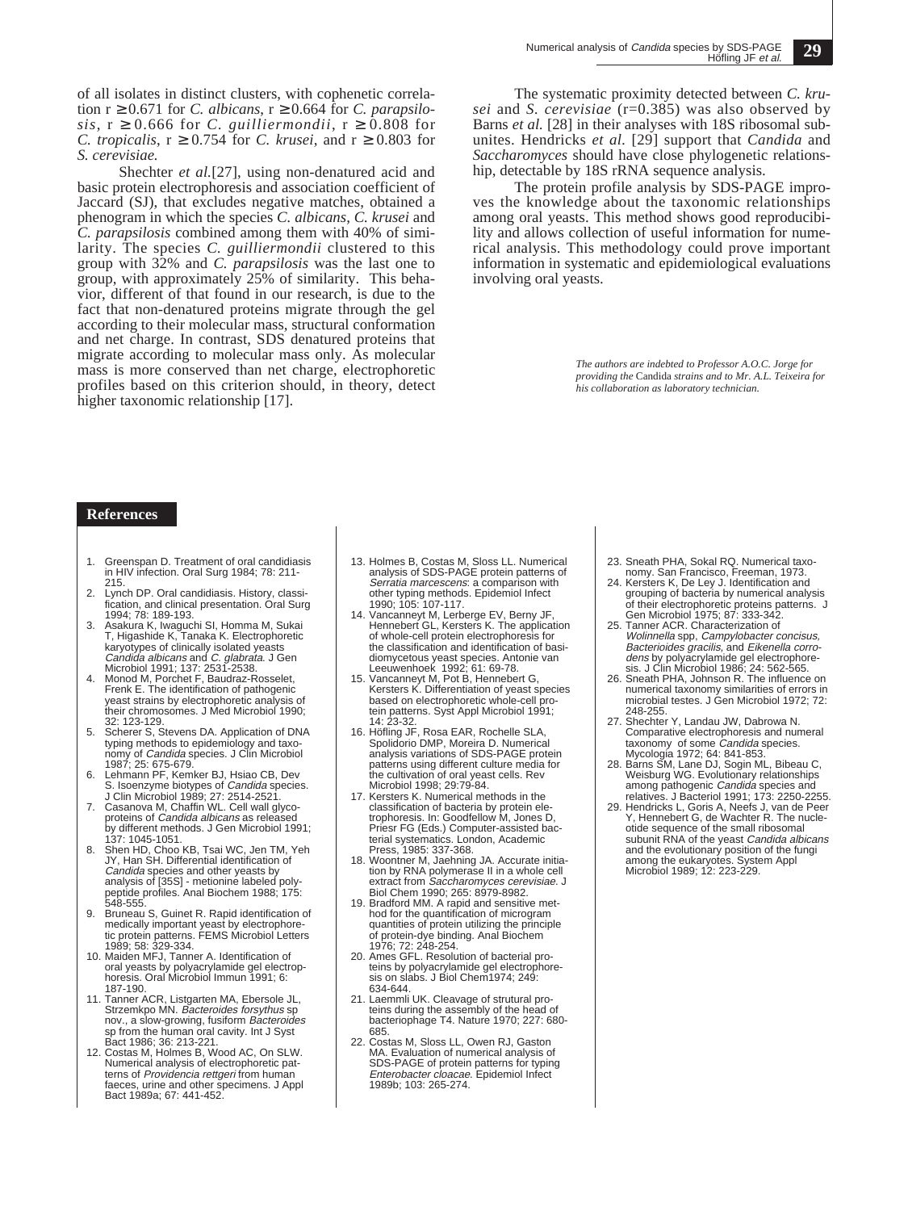of all isolates in distinct clusters, with cophenetic correlation r ≥ 0.671 for *C. albicans*, r ≥ 0.664 for *C. parapsilosis*, r ≥ 0.666 for *C. guilliermondii*, r ≥ 0.808 for *C. tropicalis*, r ≥ 0.754 for *C. krusei*, and r ≥ 0.803 for *S. cerevisiae.*

Shechter *et al.*[27], using non-denatured acid and basic protein electrophoresis and association coefficient of Jaccard (SJ), that excludes negative matches, obtained a phenogram in which the species *C. albicans*, *C. krusei* and *C. parapsilosis* combined among them with 40% of similarity. The species *C. guilliermondii* clustered to this group with 32% and *C. parapsilosis* was the last one to group, with approximately 25% of similarity. This behavior, different of that found in our research, is due to the fact that non-denatured proteins migrate through the gel according to their molecular mass, structural conformation and net charge. In contrast, SDS denatured proteins that migrate according to molecular mass only. As molecular mass is more conserved than net charge, electrophoretic profiles based on this criterion should, in theory, detect higher taxonomic relationship [17].

The systematic proximity detected between *C. krusei* and *S. cerevisiae* (r=0.385) was also observed by Barns *et al.* [28] in their analyses with 18S ribosomal subunites. Hendricks *et al.* [29] support that *Candida* and *Saccharomyces* should have close phylogenetic relationship, detectable by 18S rRNA sequence analysis.

The protein profile analysis by SDS-PAGE improves the knowledge about the taxonomic relationships among oral yeasts. This method shows good reproducibility and allows collection of useful information for numerical analysis. This methodology could prove important information in systematic and epidemiological evaluations involving oral yeasts.

*The authors are indebted to Professor A.O.C. Jorge for providing the* Candida *strains and to Mr. A.L. Teixeira for his collaboration as laboratory technician.*

## References

1. Greenspan D. Treatment of oral candidiasis in HIV infection. Oral Surg 1984; 78: 211-215.
2. Lynch DP. Oral candidiasis. History, classification, and clinical presentation. Oral Surg 1994; 78: 189-193.
3. Asakura K, Iwaguchi SI, Homma M, Sukai T, Higashide K, Tanaka K. Electrophoretic karyotypes of clinically isolated yeasts *Candida albicans* and *C. glabrata*. J Gen Microbiol 1991; 137: 2531-2538.
4. Monod M, Porchet F, Baudraz-Rosselet, Frenk E. The identification of pathogenic yeast strains by electrophoretic analysis of their chromosomes. J Med Microbiol 1990; 32: 123-129.
5. Scherer S, Stevens DA. Application of DNA typing methods to epidemiology and taxonomy of *Candida* species. J Clin Microbiol 1987; 25: 675-679.
6. Lehmann PF, Kemker BJ, Hsiao CB, Dev S. Isoenzyme biotypes of *Candida* species. J Clin Microbiol 1989; 27: 2514-2521.
7. Casanova M, Chaffin WL. Cell wall glycoproteins of *Candida albicans* as released by different methods. J Gen Microbiol 1991; 137: 1045-1051.
8. Shen HD, Choo KB, Tsai WC, Jen TM, Yeh JY, Han SH. Differential identification of *Candida* species and other yeasts by analysis of [35S] - metionine labeled polypeptide profiles. Anal Biochem 1988; 175: 548-555.
9. Bruneau S, Guinet R. Rapid identification of medically important yeast by electrophoretic protein patterns. FEMS Microbiol Letters 1989; 58: 329-334.
10. Maiden MFJ, Tanner A. Identification of oral yeasts by polyacrylamide gel electrophoresis. Oral Microbiol Immun 1991; 6: 187-190.
11. Tanner ACR, Listgarten MA, Ebersole JL, Strzemkpo MN. *Bacteroides forsythus* sp nov., a slow-growing, fusiform *Bacteroides* sp from the human oral cavity. Int J Syst Bact 1986; 36: 213-221.
12. Costas M, Holmes B, Wood AC, On SLW. Numerical analysis of electrophoretic patterns of *Providencia rettgeri* from human faeces, urine and other specimens. J Appl Bact 1989a; 67: 441-452.
13. Holmes B, Costas M, Sloss LL. Numerical analysis of SDS-PAGE protein patterns of *Serratia marcescens*: a comparison with other typing methods. Epidemiol Infect 1990; 105: 107-117.
14. Vancanneyt M, Lerberge EV, Berny JF, Hennebert GL, Kersters K. The application of whole-cell protein electrophoresis for the classification and identification of basidiomycetous yeast species. Antonie van Leeuwenhoek 1992; 61: 69-78.
15. Vancanneyt M, Pot B, Hennebert G, Kersters K. Differentiation of yeast species based on electrophoretic whole-cell protein patterns. Syst Appl Microbiol 1991; 14: 23-32.
16. Höfling JF, Rosa EAR, Rochelle SLA, Spolidorio DMP, Moreira D. Numerical analysis variations of SDS-PAGE protein patterns using different culture media for the cultivation of oral yeast cells. Rev Microbiol 1998; 29:79-84.
17. Kersters K. Numerical methods in the classification of bacteria by protein electrophoresis. In: Goodfellow M, Jones D, Priesr FG (Eds.) Computer-assisted bacterial systematics. London, Academic Press, 1985: 337-368.
18. Woontner M, Jaehning JA. Accurate initiation by RNA polymerase II in a whole cell extract from *Saccharomyces cerevisiae*. J Biol Chem 1990; 265: 8979-8982.
19. Bradford MM. A rapid and sensitive method for the quantification of microgram quantities of protein utilizing the principle of protein-dye binding. Anal Biochem 1976; 72: 248-254.
20. Ames GFL. Resolution of bacterial proteins by polyacrylamide gel electrophoresis on slabs. J Biol Chem1974; 249: 634-644.
21. Laemmli UK. Cleavage of strutural proteins during the assembly of the head of bacteriophage T4. Nature 1970; 227: 680-685.
22. Costas M, Sloss LL, Owen RJ, Gaston MA. Evaluation of numerical analysis of SDS-PAGE of protein patterns for typing *Enterobacter cloacae*. Epidemiol Infect 1989b; 103: 265-274.
23. Sneath PHA, Sokal RQ. Numerical taxonomy. San Francisco, Freeman, 1973.
24. Kersters K, De Ley J. Identification and grouping of bacteria by numerical analysis of their electrophoretic proteins patterns. J Gen Microbiol 1975; 87: 333-342.
25. Tanner ACR. Characterization of *Wolinnella* spp, *Campylobacter concisus, Bacterioides gracilis,* and *Eikenella corrodens* by polyacrylamide gel electrophoresis. J Clin Microbiol 1986; 24: 562-565.
26. Sneath PHA, Johnson R. The influence on numerical taxonomy similarities of errors in microbial testes. J Gen Microbiol 1972; 72: 248-255.
27. Shechter Y, Landau JW, Dabrowa N. Comparative electrophoresis and numeral taxonomy of some *Candida* species. Mycologia 1972; 64: 841-853.
28. Barns SM, Lane DJ, Sogin ML, Bibeau C, Weisburg WG. Evolutionary relationships among pathogenic *Candida* species and relatives. J Bacteriol 1991; 173: 2250-2255.
29. Hendricks L, Goris A, Neefs J, van de Peer Y, Hennebert G, de Wachter R. The nucleotide sequence of the small ribosomal subunit RNA of the yeast *Candida albicans* and the evolutionary position of the fungi among the eukaryotes. System Appl Microbiol 1989; 12: 223-229.